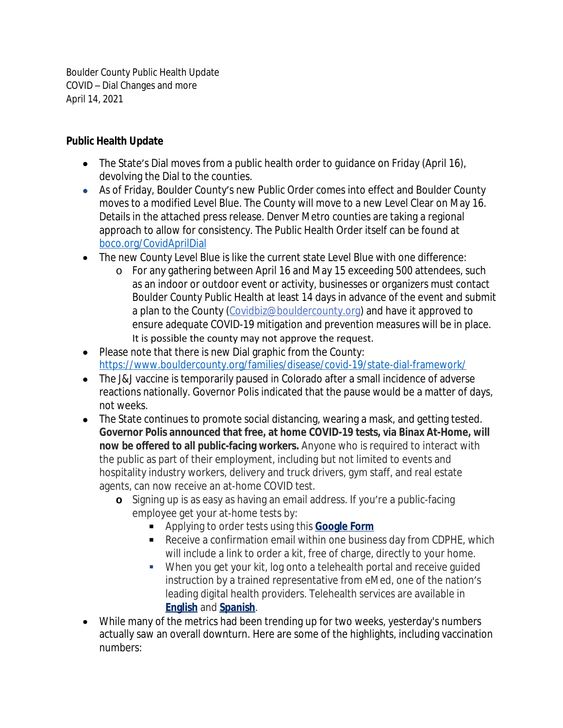Boulder County Public Health Update
COVID – Dial Changes and more
April 14, 2021

**Public Health Update**

- The State's Dial moves from a public health order to guidance on Friday (April 16), devolving the Dial to the counties.
- As of Friday, Boulder County's new Public Order comes into effect and Boulder County moves to a modified Level Blue. The County will move to a new Level Clear on May 16. Details in the attached press release. Denver Metro counties are taking a regional approach to allow for consistency. The Public Health Order itself can be found at [boco.org/CovidAprilDial](boco.org/CovidAprilDial)
- The new County Level Blue is like the current state Level Blue with one difference:
  - For any gathering between April 16 and May 15 exceeding 500 attendees, such as an indoor or outdoor event or activity, businesses or organizers must contact Boulder County Public Health at least 14 days in advance of the event and submit a plan to the County ([Covidbiz@bouldercounty.org](mailto:Covidbiz@bouldercounty.org)) and have it approved to ensure adequate COVID-19 mitigation and prevention measures will be in place. It is possible the county may not approve the request.
- Please note that there is new Dial graphic from the County: [https://www.bouldercounty.org/families/disease/covid-19/state-dial-framework/](https://www.bouldercounty.org/families/disease/covid-19/state-dial-framework/)
- The J&J vaccine is temporarily paused in Colorado after a small incidence of adverse reactions nationally. Governor Polis indicated that the pause would be a matter of days, not weeks.
- The State continues to promote social distancing, wearing a mask, and getting tested. **Governor Polis announced that free, at home COVID-19 tests, via Binax At-Home, will now be offered to all public-facing workers.** Anyone who is required to interact with the public as part of their employment, including but not limited to events and hospitality industry workers, delivery and truck drivers, gym staff, and real estate agents, can now receive an at-home COVID test.
  - Signing up is as easy as having an email address. If you're a public-facing employee get your at-home tests by:
    - Applying to order tests using this **Google Form**
    - Receive a confirmation email within one business day from CDPHE, which will include a link to order a kit, free of charge, directly to your home.
    - When you get your kit, log onto a telehealth portal and receive guided instruction by a trained representative from eMed, one of the nation's leading digital health providers. Telehealth services are available in **English** and **Spanish**.
- While many of the metrics had been trending up for two weeks, yesterday's numbers actually saw an overall downturn. Here are some of the highlights, including vaccination numbers: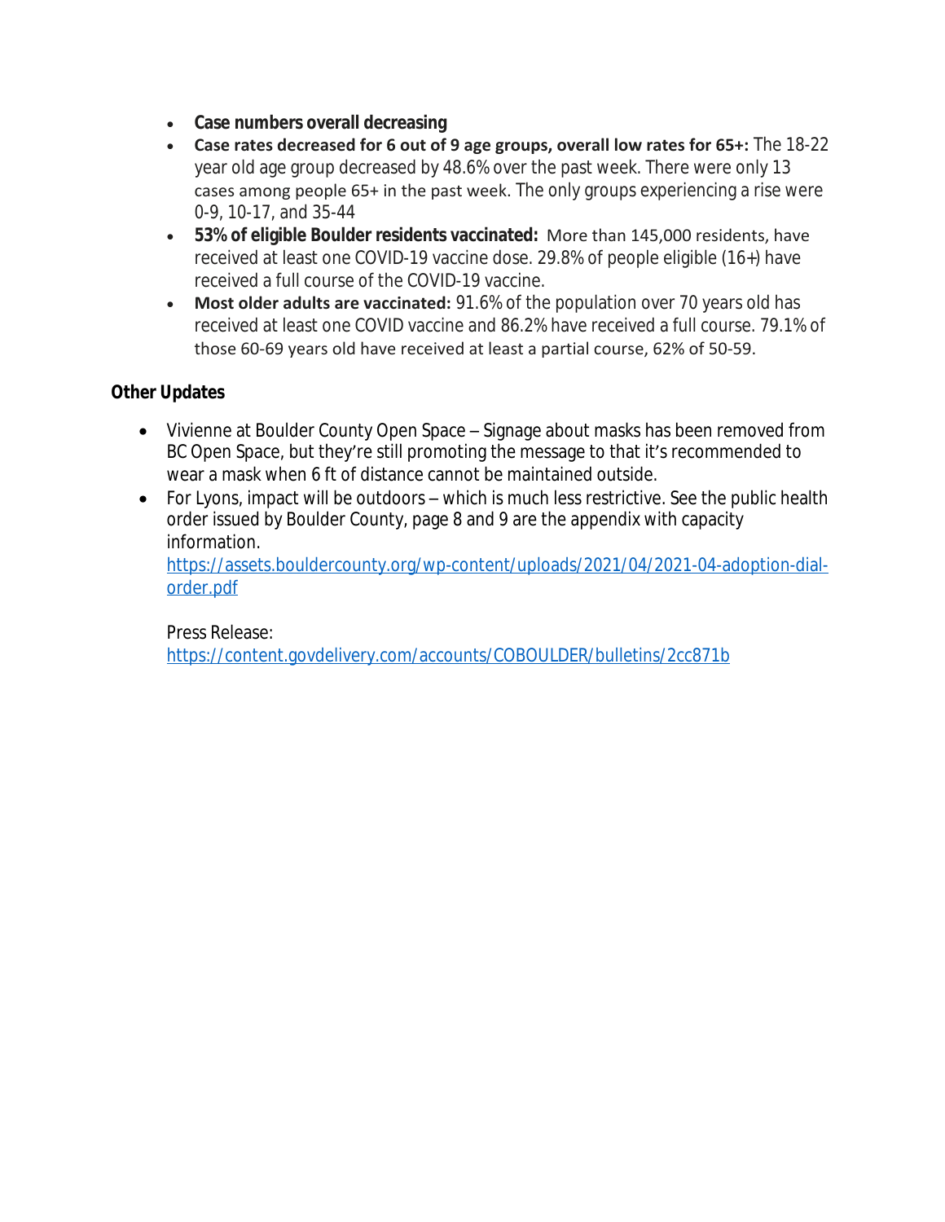- **Case numbers overall decreasing**
- **Case rates decreased for 6 out of 9 age groups, overall low rates for 65+:** The 18-22 year old age group decreased by 48.6% over the past week. There were only 13 cases among people 65+ in the past week. The only groups experiencing a rise were 0-9, 10-17, and 35-44
- **53% of eligible Boulder residents vaccinated:** More than 145,000 residents, have received at least one COVID-19 vaccine dose. 29.8% of people eligible (16+) have received a full course of the COVID-19 vaccine.
- **Most older adults are vaccinated:** 91.6% of the population over 70 years old has received at least one COVID vaccine and 86.2% have received a full course. 79.1% of those 60-69 years old have received at least a partial course, 62% of 50-59.

**Other Updates**

- Vivienne at Boulder County Open Space – Signage about masks has been removed from BC Open Space, but they're still promoting the message to that it's recommended to wear a mask when 6 ft of distance cannot be maintained outside.
- For Lyons, impact will be outdoors – which is much less restrictive. See the public health order issued by Boulder County, page 8 and 9 are the appendix with capacity information.
  https://assets.bouldercounty.org/wp-content/uploads/2021/04/2021-04-adoption-dial-order.pdf

  Press Release:
  https://content.govdelivery.com/accounts/COBOULDER/bulletins/2cc871b